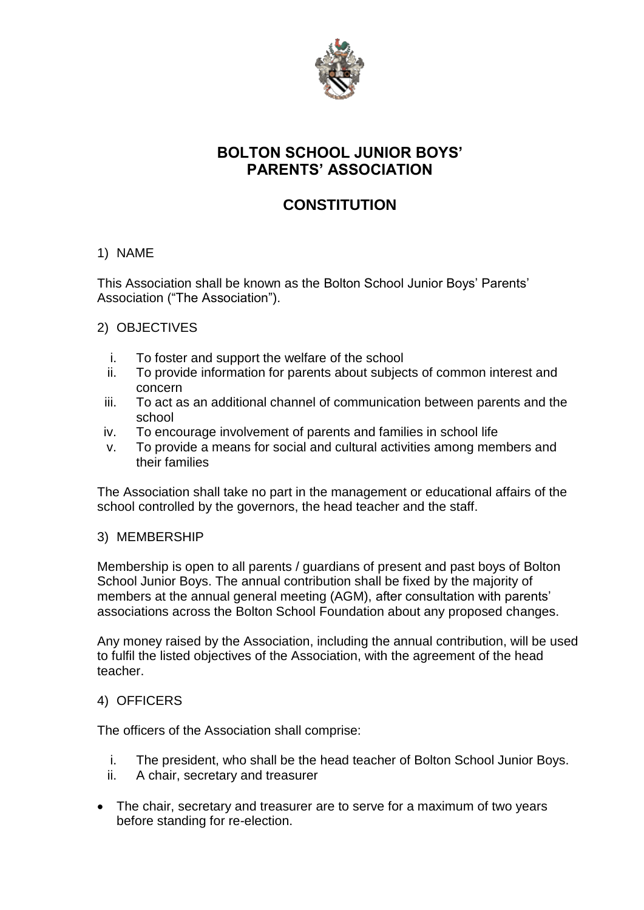# BOLTON SCHOOL JUNIOR BOYS' PARENTS' ASSOCIATION

# CONSTITUTION

## 1) NAME

This Association shall be known as the Bolton School Junior Boys' Parents' Association ("The Association").

## 2) OBJECTIVES

i. To foster and support the welfare of the school
ii. To provide information for parents about subjects of common interest and concern
iii. To act as an additional channel of communication between parents and the school
iv. To encourage involvement of parents and families in school life
v. To provide a means for social and cultural activities among members and their families

The Association shall take no part in the management or educational affairs of the school controlled by the governors, the head teacher and the staff.

## 3) MEMBERSHIP

Membership is open to all parents / guardians of present and past boys of Bolton School Junior Boys. The annual contribution shall be fixed by the majority of members at the annual general meeting (AGM), after consultation with parents' associations across the Bolton School Foundation about any proposed changes.

Any money raised by the Association, including the annual contribution, will be used to fulfil the listed objectives of the Association, with the agreement of the head teacher.

## 4) OFFICERS

The officers of the Association shall comprise:

i. The president, who shall be the head teacher of Bolton School Junior Boys.
ii. A chair, secretary and treasurer

- The chair, secretary and treasurer are to serve for a maximum of two years before standing for re-election.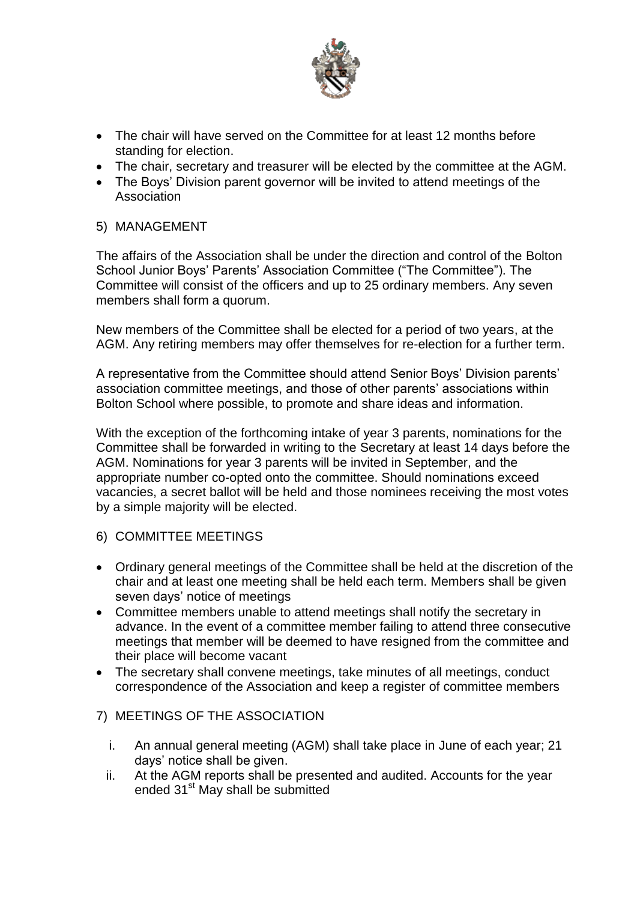- The chair will have served on the Committee for at least 12 months before standing for election.
- The chair, secretary and treasurer will be elected by the committee at the AGM.
- The Boys' Division parent governor will be invited to attend meetings of the Association

5) MANAGEMENT

The affairs of the Association shall be under the direction and control of the Bolton School Junior Boys' Parents' Association Committee ("The Committee"). The Committee will consist of the officers and up to 25 ordinary members. Any seven members shall form a quorum.

New members of the Committee shall be elected for a period of two years, at the AGM. Any retiring members may offer themselves for re-election for a further term.

A representative from the Committee should attend Senior Boys' Division parents' association committee meetings, and those of other parents' associations within Bolton School where possible, to promote and share ideas and information.

With the exception of the forthcoming intake of year 3 parents, nominations for the Committee shall be forwarded in writing to the Secretary at least 14 days before the AGM. Nominations for year 3 parents will be invited in September, and the appropriate number co-opted onto the committee. Should nominations exceed vacancies, a secret ballot will be held and those nominees receiving the most votes by a simple majority will be elected.

6) COMMITTEE MEETINGS

- Ordinary general meetings of the Committee shall be held at the discretion of the chair and at least one meeting shall be held each term. Members shall be given seven days' notice of meetings
- Committee members unable to attend meetings shall notify the secretary in advance. In the event of a committee member failing to attend three consecutive meetings that member will be deemed to have resigned from the committee and their place will become vacant
- The secretary shall convene meetings, take minutes of all meetings, conduct correspondence of the Association and keep a register of committee members

7) MEETINGS OF THE ASSOCIATION

i. An annual general meeting (AGM) shall take place in June of each year; 21 days' notice shall be given.
ii. At the AGM reports shall be presented and audited. Accounts for the year ended 31st May shall be submitted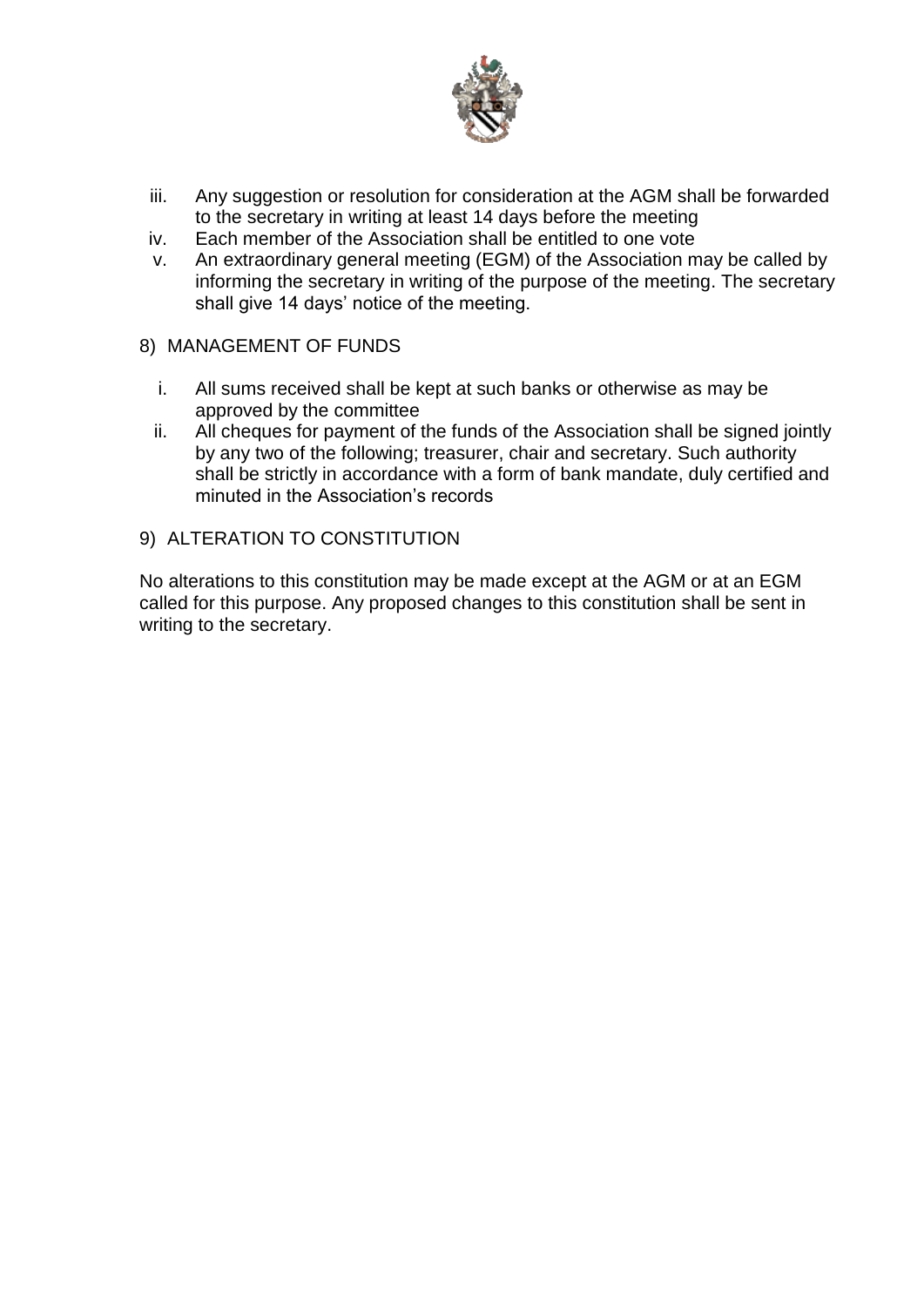iii. Any suggestion or resolution for consideration at the AGM shall be forwarded to the secretary in writing at least 14 days before the meeting
iv. Each member of the Association shall be entitled to one vote
v. An extraordinary general meeting (EGM) of the Association may be called by informing the secretary in writing of the purpose of the meeting. The secretary shall give 14 days' notice of the meeting.

8) MANAGEMENT OF FUNDS

i. All sums received shall be kept at such banks or otherwise as may be approved by the committee
ii. All cheques for payment of the funds of the Association shall be signed jointly by any two of the following; treasurer, chair and secretary. Such authority shall be strictly in accordance with a form of bank mandate, duly certified and minuted in the Association's records

9) ALTERATION TO CONSTITUTION

No alterations to this constitution may be made except at the AGM or at an EGM called for this purpose. Any proposed changes to this constitution shall be sent in writing to the secretary.